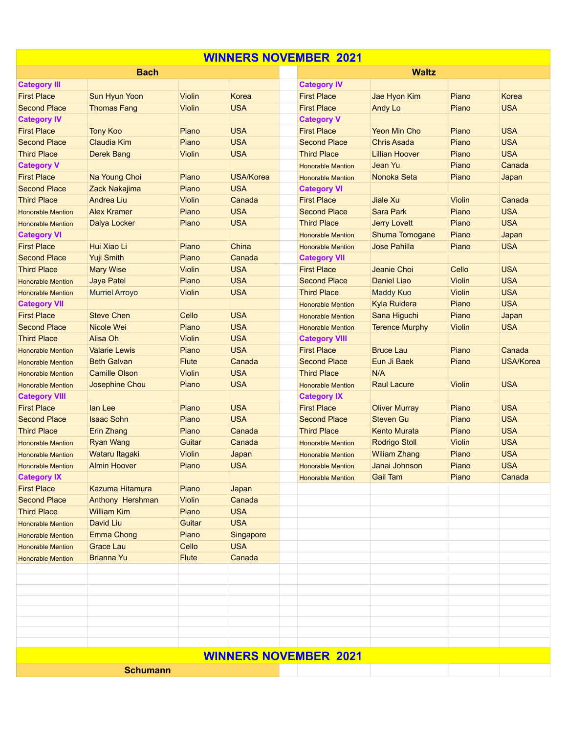# WINNERS NOVEMBER 2021

## Bach

| | | | |
|---|---|---|---|
| **Category III** | | | |
| First Place | Sun Hyun Yoon | Violin | Korea |
| Second Place | Thomas Fang | Violin | USA |
| **Category IV** | | | |
| First Place | Tony Koo | Piano | USA |
| Second Place | Claudia Kim | Piano | USA |
| Third Place | Derek Bang | Violin | USA |
| **Category V** | | | |
| First Place | Na Young Choi | Piano | USA/Korea |
| Second Place | Zack Nakajima | Piano | USA |
| Third Place | Andrea Liu | Violin | Canada |
| Honorable Mention | Alex Kramer | Piano | USA |
| Honorable Mention | Dalya Locker | Piano | USA |
| **Category VI** | | | |
| First Place | Hui Xiao Li | Piano | China |
| Second Place | Yuji Smith | Piano | Canada |
| Third Place | Mary Wise | Violin | USA |
| Honorable Mention | Jaya Patel | Piano | USA |
| Honorable Mention | Murriel Arroyo | Violin | USA |
| **Category VII** | | | |
| First Place | Steve Chen | Cello | USA |
| Second Place | Nicole Wei | Piano | USA |
| Third Place | Alisa Oh | Violin | USA |
| Honorable Mention | Valarie Lewis | Piano | USA |
| Honorable Mention | Beth Galvan | Flute | Canada |
| Honorable Mention | Camille Olson | Violin | USA |
| Honorable Mention | Josephine Chou | Piano | USA |
| **Category VIII** | | | |
| First Place | Ian Lee | Piano | USA |
| Second Place | Isaac Sohn | Piano | USA |
| Third Place | Erin Zhang | Piano | Canada |
| Honorable Mention | Ryan Wang | Guitar | Canada |
| Honorable Mention | Wataru Itagaki | Violin | Japan |
| Honorable Mention | Almin Hoover | Piano | USA |
| **Category IX** | | | |
| First Place | Kazuma Hitamura | Piano | Japan |
| Second Place | Anthony Hershman | Violin | Canada |
| Third Place | William Kim | Piano | USA |
| Honorable Mention | David Liu | Guitar | USA |
| Honorable Mention | Emma Chong | Piano | Singapore |
| Honorable Mention | Grace Lau | Cello | USA |
| Honorable Mention | Brianna Yu | Flute | Canada |

## Waltz

| | | | |
|---|---|---|---|
| **Category IV** | | | |
| First Place | Jae Hyon Kim | Piano | Korea |
| First Place | Andy Lo | Piano | USA |
| **Category V** | | | |
| First Place | Yeon Min Cho | Piano | USA |
| Second Place | Chris Asada | Piano | USA |
| Third Place | Lillian Hoover | Piano | USA |
| Honorable Mention | Jean Yu | Piano | Canada |
| Honorable Mention | Nonoka Seta | Piano | Japan |
| **Category VI** | | | |
| First Place | Jiale Xu | Violin | Canada |
| Second Place | Sara Park | Piano | USA |
| Third Place | Jerry Lovett | Piano | USA |
| Honorable Mention | Shuma Tomogane | Piano | Japan |
| Honorable Mention | Jose Pahilla | Piano | USA |
| **Category VII** | | | |
| First Place | Jeanie Choi | Cello | USA |
| Second Place | Daniel Liao | Violin | USA |
| Third Place | Maddy Kuo | Violin | USA |
| Honorable Mention | Kyla Ruidera | Piano | USA |
| Honorable Mention | Sana Higuchi | Piano | Japan |
| Honorable Mention | Terence Murphy | Violin | USA |
| **Category VIII** | | | |
| First Place | Bruce Lau | Piano | Canada |
| Second Place | Eun Ji Baek | Piano | USA/Korea |
| Third Place | N/A | | |
| Honorable Mention | Raul Lacure | Violin | USA |
| **Category IX** | | | |
| First Place | Oliver Murray | Piano | USA |
| Second Place | Steven Gu | Piano | USA |
| Third Place | Kento Murata | Piano | USA |
| Honorable Mention | Rodrigo Stoll | Violin | USA |
| Honorable Mention | Wiliam Zhang | Piano | USA |
| Honorable Mention | Janai Johnson | Piano | USA |
| Honorable Mention | Gail Tam | Piano | Canada |

# WINNERS NOVEMBER 2021

## Schumann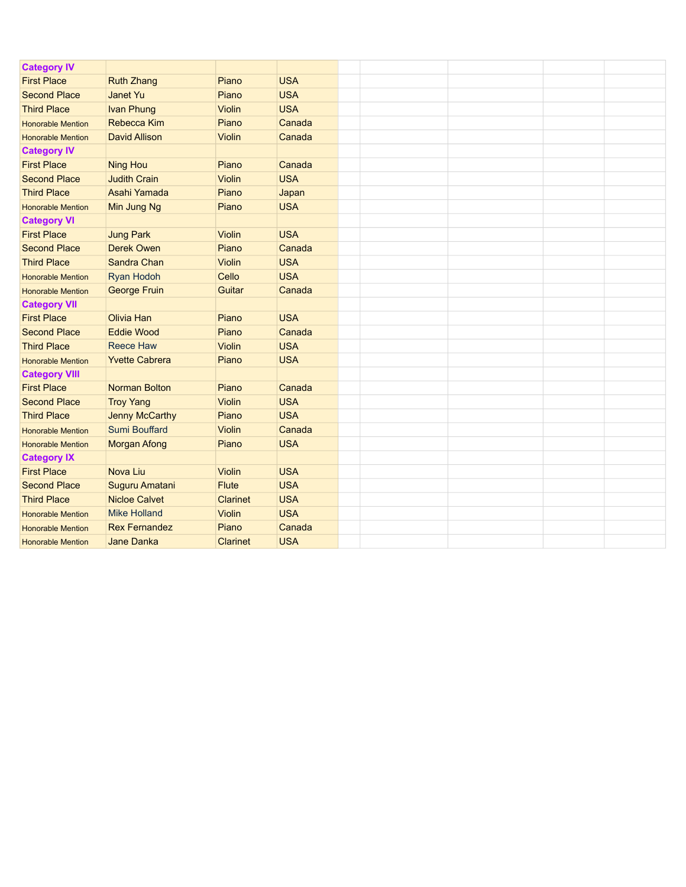| | | | |
|---|---|---|---|
| **Category IV** | | | |
| First Place | Ruth Zhang | Piano | USA |
| Second Place | Janet Yu | Piano | USA |
| Third Place | Ivan Phung | Violin | USA |
| Honorable Mention | Rebecca Kim | Piano | Canada |
| Honorable Mention | David Allison | Violin | Canada |
| **Category IV** | | | |
| First Place | Ning Hou | Piano | Canada |
| Second Place | Judith Crain | Violin | USA |
| Third Place | Asahi Yamada | Piano | Japan |
| Honorable Mention | Min Jung Ng | Piano | USA |
| **Category VI** | | | |
| First Place | Jung Park | Violin | USA |
| Second Place | Derek Owen | Piano | Canada |
| Third Place | Sandra Chan | Violin | USA |
| Honorable Mention | Ryan Hodoh | Cello | USA |
| Honorable Mention | George Fruin | Guitar | Canada |
| **Category VII** | | | |
| First Place | Olivia Han | Piano | USA |
| Second Place | Eddie Wood | Piano | Canada |
| Third Place | Reece Haw | Violin | USA |
| Honorable Mention | Yvette Cabrera | Piano | USA |
| **Category VIII** | | | |
| First Place | Norman Bolton | Piano | Canada |
| Second Place | Troy Yang | Violin | USA |
| Third Place | Jenny McCarthy | Piano | USA |
| Honorable Mention | Sumi Bouffard | Violin | Canada |
| Honorable Mention | Morgan Afong | Piano | USA |
| **Category IX** | | | |
| First Place | Nova Liu | Violin | USA |
| Second Place | Suguru Amatani | Flute | USA |
| Third Place | Nicloe Calvet | Clarinet | USA |
| Honorable Mention | Mike Holland | Violin | USA |
| Honorable Mention | Rex Fernandez | Piano | Canada |
| Honorable Mention | Jane Danka | Clarinet | USA |